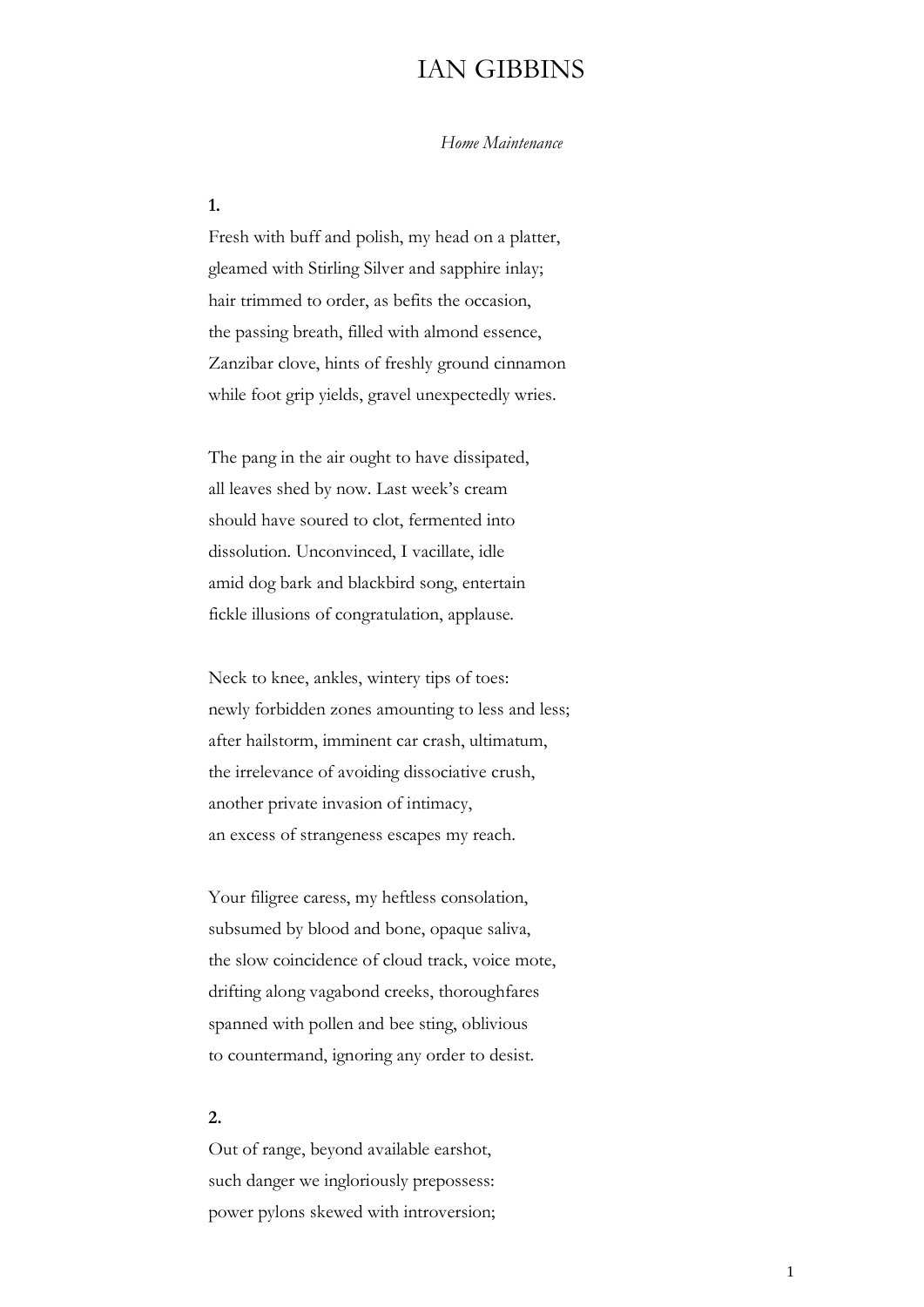# IAN GIBBINS

*Home Maintenance*

**1.**

Fresh with buff and polish, my head on a platter,
gleamed with Stirling Silver and sapphire inlay;
hair trimmed to order, as befits the occasion,
the passing breath, filled with almond essence,
Zanzibar clove, hints of freshly ground cinnamon
while foot grip yields, gravel unexpectedly wries.

The pang in the air ought to have dissipated,
all leaves shed by now. Last week's cream
should have soured to clot, fermented into
dissolution. Unconvinced, I vacillate, idle
amid dog bark and blackbird song, entertain
fickle illusions of congratulation, applause.

Neck to knee, ankles, wintery tips of toes:
newly forbidden zones amounting to less and less;
after hailstorm, imminent car crash, ultimatum,
the irrelevance of avoiding dissociative crush,
another private invasion of intimacy,
an excess of strangeness escapes my reach.

Your filigree caress, my heftless consolation,
subsumed by blood and bone, opaque saliva,
the slow coincidence of cloud track, voice mote,
drifting along vagabond creeks, thoroughfares
spanned with pollen and bee sting, oblivious
to countermand, ignoring any order to desist.

**2.**

Out of range, beyond available earshot,
such danger we ingloriously prepossess:
power pylons skewed with introversion;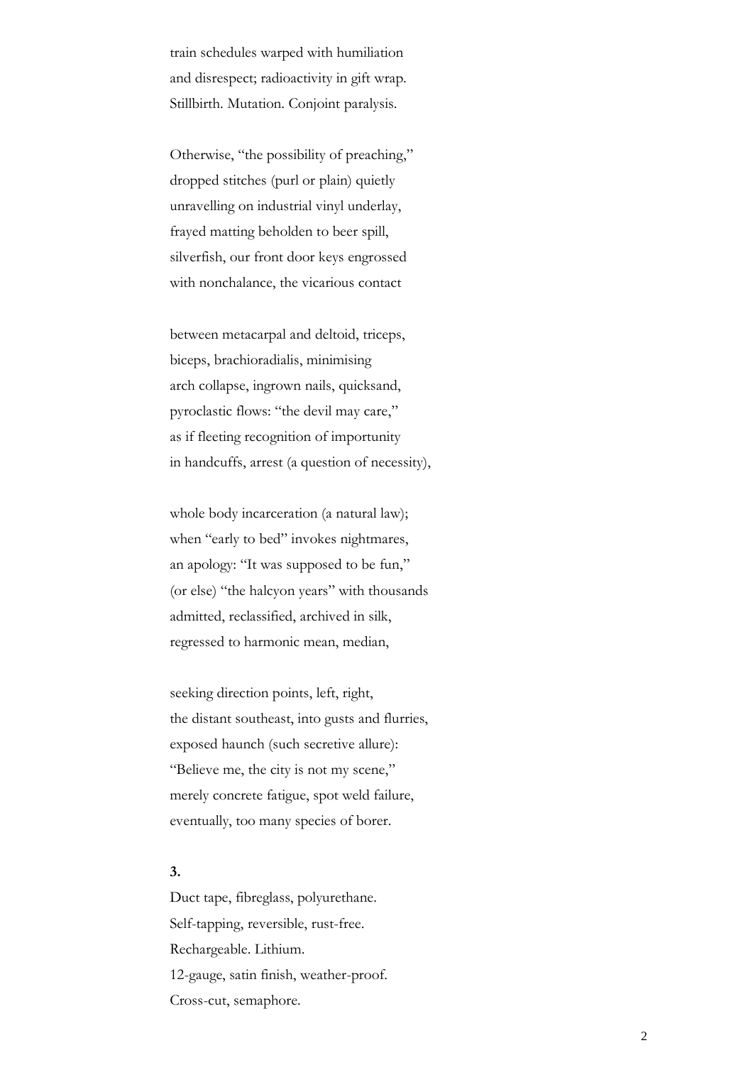train schedules warped with humiliation  
and disrespect; radioactivity in gift wrap.  
Stillbirth. Mutation. Conjoint paralysis.

Otherwise, "the possibility of preaching,"  
dropped stitches (purl or plain) quietly  
unravelling on industrial vinyl underlay,  
frayed matting beholden to beer spill,  
silverfish, our front door keys engrossed  
with nonchalance, the vicarious contact

between metacarpal and deltoid, triceps,  
biceps, brachioradialis, minimising  
arch collapse, ingrown nails, quicksand,  
pyroclastic flows: "the devil may care,"  
as if fleeting recognition of importunity  
in handcuffs, arrest (a question of necessity),

whole body incarceration (a natural law);  
when "early to bed" invokes nightmares,  
an apology: "It was supposed to be fun,"  
(or else) "the halcyon years" with thousands  
admitted, reclassified, archived in silk,  
regressed to harmonic mean, median,

seeking direction points, left, right,  
the distant southeast, into gusts and flurries,  
exposed haunch (such secretive allure):  
"Believe me, the city is not my scene,"  
merely concrete fatigue, spot weld failure,  
eventually, too many species of borer.

**3.**

Duct tape, fibreglass, polyurethane.  
Self-tapping, reversible, rust-free.  
Rechargeable. Lithium.  
12-gauge, satin finish, weather-proof.  
Cross-cut, semaphore.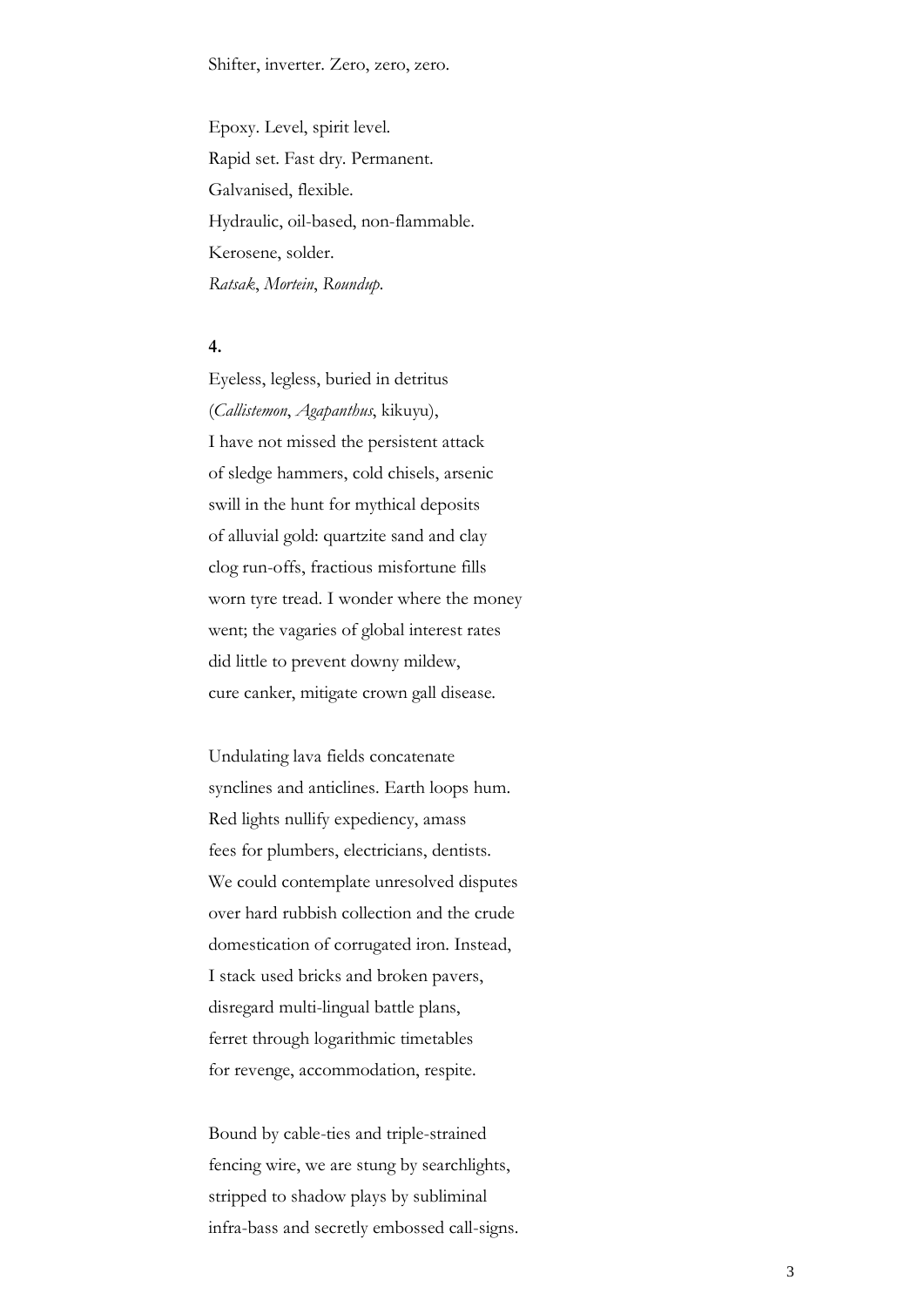Shifter, inverter. Zero, zero, zero.

Epoxy. Level, spirit level.  
Rapid set. Fast dry. Permanent.  
Galvanised, flexible.  
Hydraulic, oil-based, non-flammable.  
Kerosene, solder.  
*Ratsak*, *Mortein*, *Roundup*.

**4.**

Eyeless, legless, buried in detritus  
(*Callistemon*, *Agapanthus*, kikuyu),  
I have not missed the persistent attack  
of sledge hammers, cold chisels, arsenic  
swill in the hunt for mythical deposits  
of alluvial gold: quartzite sand and clay  
clog run-offs, fractious misfortune fills  
worn tyre tread. I wonder where the money  
went; the vagaries of global interest rates  
did little to prevent downy mildew,  
cure canker, mitigate crown gall disease.

Undulating lava fields concatenate  
synclines and anticlines. Earth loops hum.  
Red lights nullify expediency, amass  
fees for plumbers, electricians, dentists.  
We could contemplate unresolved disputes  
over hard rubbish collection and the crude  
domestication of corrugated iron. Instead,  
I stack used bricks and broken pavers,  
disregard multi-lingual battle plans,  
ferret through logarithmic timetables  
for revenge, accommodation, respite.

Bound by cable-ties and triple-strained  
fencing wire, we are stung by searchlights,  
stripped to shadow plays by subliminal  
infra-bass and secretly embossed call-signs.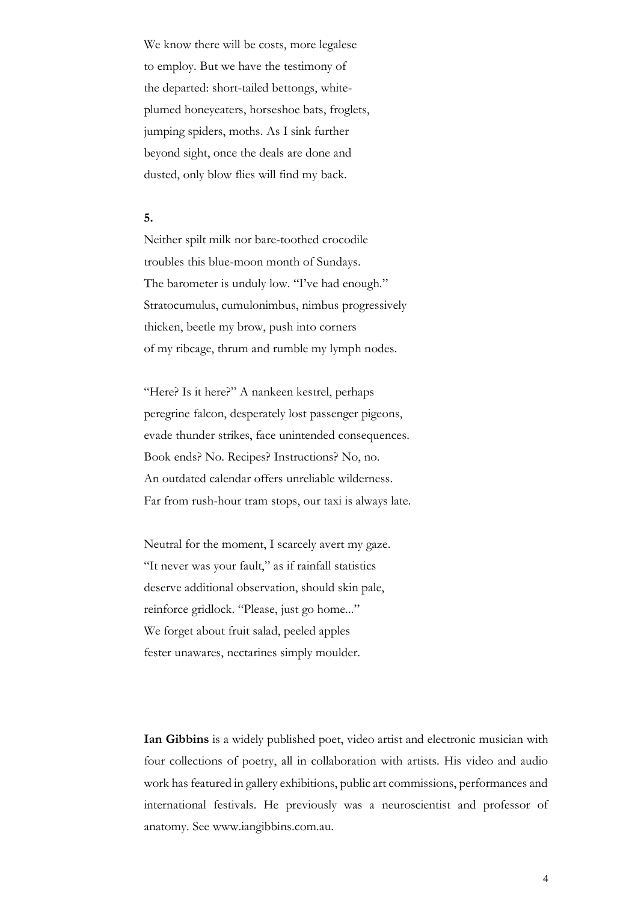We know there will be costs, more legalese
to employ. But we have the testimony of
the departed: short-tailed bettongs, white-
plumed honeyeaters, horseshoe bats, froglets,
jumping spiders, moths. As I sink further
beyond sight, once the deals are done and
dusted, only blow flies will find my back.

**5.**

Neither spilt milk nor bare-toothed crocodile
troubles this blue-moon month of Sundays.
The barometer is unduly low. "I've had enough."
Stratocumulus, cumulonimbus, nimbus progressively
thicken, beetle my brow, push into corners
of my ribcage, thrum and rumble my lymph nodes.

"Here? Is it here?" A nankeen kestrel, perhaps
peregrine falcon, desperately lost passenger pigeons,
evade thunder strikes, face unintended consequences.
Book ends? No. Recipes? Instructions? No, no.
An outdated calendar offers unreliable wilderness.
Far from rush-hour tram stops, our taxi is always late.

Neutral for the moment, I scarcely avert my gaze.
"It never was your fault," as if rainfall statistics
deserve additional observation, should skin pale,
reinforce gridlock. "Please, just go home..."
We forget about fruit salad, peeled apples
fester unawares, nectarines simply moulder.

**Ian Gibbins** is a widely published poet, video artist and electronic musician with four collections of poetry, all in collaboration with artists. His video and audio work has featured in gallery exhibitions, public art commissions, performances and international festivals. He previously was a neuroscientist and professor of anatomy. See www.iangibbins.com.au.